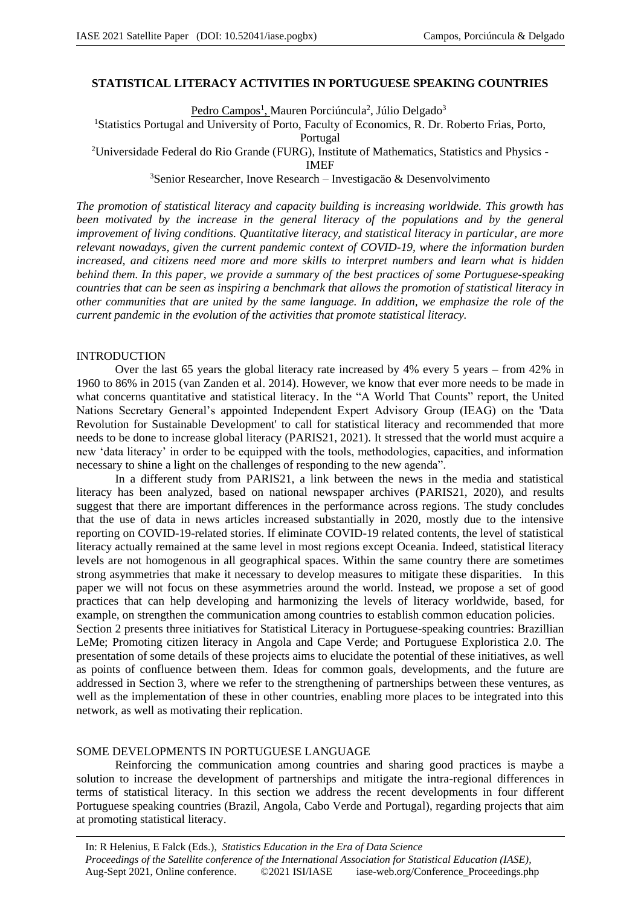# STATISTICAL LITERACY ACTIVITIES IN PORTUGUESE SPEAKING COUNTRIES

Pedro Campos[1], Mauren Porciúncula[2], Júlio Delgado[3]

[1]Statistics Portugal and University of Porto, Faculty of Economics, R. Dr. Roberto Frias, Porto, Portugal

[2]Universidade Federal do Rio Grande (FURG), Institute of Mathematics, Statistics and Physics - IMEF

[3]Senior Researcher, Inove Research – Investigacäo & Desenvolvimento

*The promotion of statistical literacy and capacity building is increasing worldwide. This growth has been motivated by the increase in the general literacy of the populations and by the general improvement of living conditions. Quantitative literacy, and statistical literacy in particular, are more relevant nowadays, given the current pandemic context of COVID-19, where the information burden increased, and citizens need more and more skills to interpret numbers and learn what is hidden behind them. In this paper, we provide a summary of the best practices of some Portuguese-speaking countries that can be seen as inspiring a benchmark that allows the promotion of statistical literacy in other communities that are united by the same language. In addition, we emphasize the role of the current pandemic in the evolution of the activities that promote statistical literacy.*

## INTRODUCTION

Over the last 65 years the global literacy rate increased by 4% every 5 years – from 42% in 1960 to 86% in 2015 (van Zanden et al. 2014). However, we know that ever more needs to be made in what concerns quantitative and statistical literacy. In the "A World That Counts" report, the United Nations Secretary General's appointed Independent Expert Advisory Group (IEAG) on the 'Data Revolution for Sustainable Development' to call for statistical literacy and recommended that more needs to be done to increase global literacy (PARIS21, 2021). It stressed that the world must acquire a new 'data literacy' in order to be equipped with the tools, methodologies, capacities, and information necessary to shine a light on the challenges of responding to the new agenda".

In a different study from PARIS21, a link between the news in the media and statistical literacy has been analyzed, based on national newspaper archives (PARIS21, 2020), and results suggest that there are important differences in the performance across regions. The study concludes that the use of data in news articles increased substantially in 2020, mostly due to the intensive reporting on COVID-19-related stories. If eliminate COVID-19 related contents, the level of statistical literacy actually remained at the same level in most regions except Oceania. Indeed, statistical literacy levels are not homogenous in all geographical spaces. Within the same country there are sometimes strong asymmetries that make it necessary to develop measures to mitigate these disparities. In this paper we will not focus on these asymmetries around the world. Instead, we propose a set of good practices that can help developing and harmonizing the levels of literacy worldwide, based, for example, on strengthen the communication among countries to establish common education policies.

Section 2 presents three initiatives for Statistical Literacy in Portuguese-speaking countries: Brazillian LeMe; Promoting citizen literacy in Angola and Cape Verde; and Portuguese Exploristica 2.0. The presentation of some details of these projects aims to elucidate the potential of these initiatives, as well as points of confluence between them. Ideas for common goals, developments, and the future are addressed in Section 3, where we refer to the strengthening of partnerships between these ventures, as well as the implementation of these in other countries, enabling more places to be integrated into this network, as well as motivating their replication.

## SOME DEVELOPMENTS IN PORTUGUESE LANGUAGE

Reinforcing the communication among countries and sharing good practices is maybe a solution to increase the development of partnerships and mitigate the intra-regional differences in terms of statistical literacy. In this section we address the recent developments in four different Portuguese speaking countries (Brazil, Angola, Cabo Verde and Portugal), regarding projects that aim at promoting statistical literacy.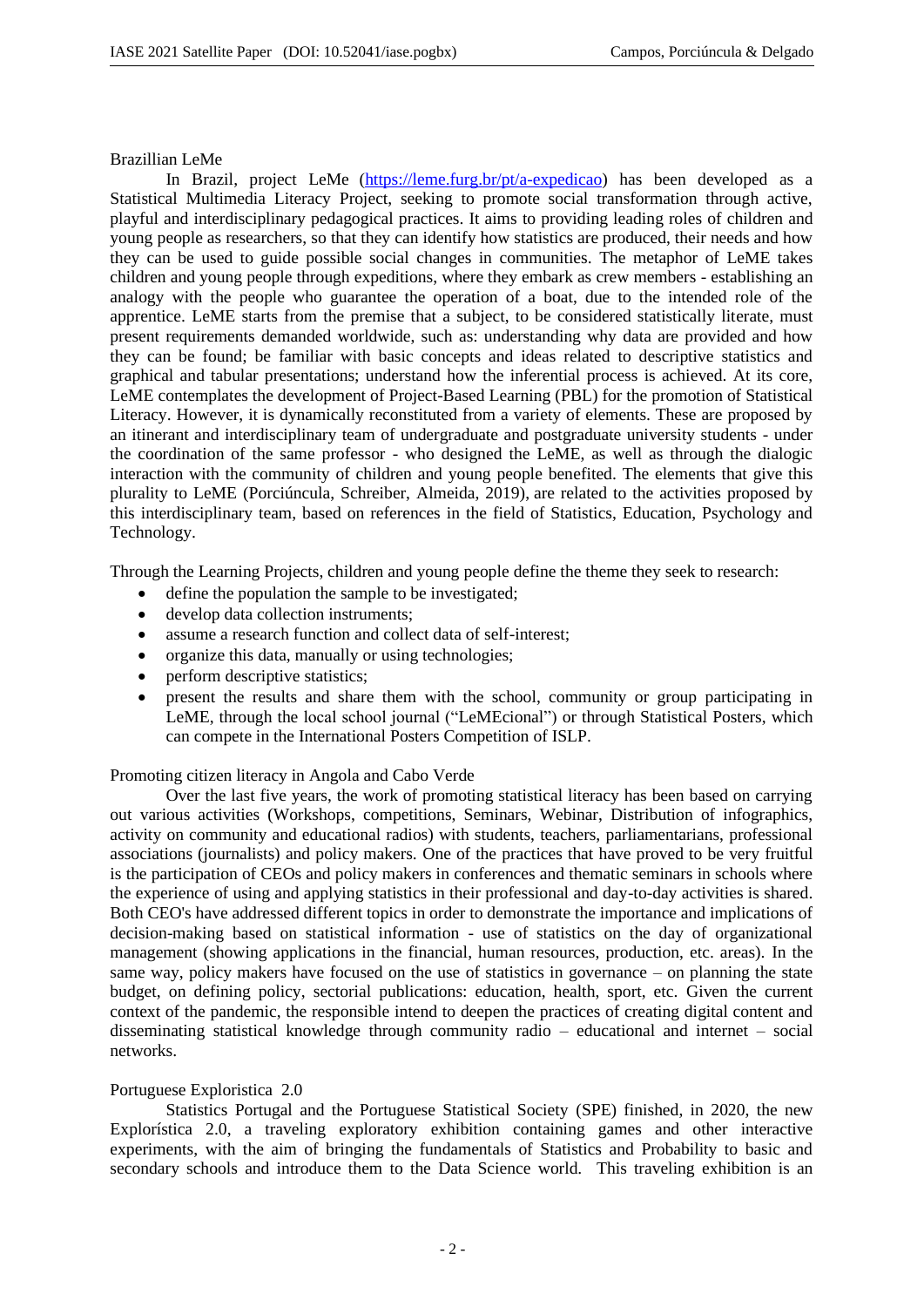Brazillian LeMe

In Brazil, project LeMe (https://leme.furg.br/pt/a-expedicao) has been developed as a Statistical Multimedia Literacy Project, seeking to promote social transformation through active, playful and interdisciplinary pedagogical practices. It aims to providing leading roles of children and young people as researchers, so that they can identify how statistics are produced, their needs and how they can be used to guide possible social changes in communities. The metaphor of LeME takes children and young people through expeditions, where they embark as crew members - establishing an analogy with the people who guarantee the operation of a boat, due to the intended role of the apprentice. LeME starts from the premise that a subject, to be considered statistically literate, must present requirements demanded worldwide, such as: understanding why data are provided and how they can be found; be familiar with basic concepts and ideas related to descriptive statistics and graphical and tabular presentations; understand how the inferential process is achieved. At its core, LeME contemplates the development of Project-Based Learning (PBL) for the promotion of Statistical Literacy. However, it is dynamically reconstituted from a variety of elements. These are proposed by an itinerant and interdisciplinary team of undergraduate and postgraduate university students - under the coordination of the same professor - who designed the LeME, as well as through the dialogic interaction with the community of children and young people benefited. The elements that give this plurality to LeME (Porciúncula, Schreiber, Almeida, 2019), are related to the activities proposed by this interdisciplinary team, based on references in the field of Statistics, Education, Psychology and Technology.

Through the Learning Projects, children and young people define the theme they seek to research:

- define the population the sample to be investigated;
- develop data collection instruments;
- assume a research function and collect data of self-interest;
- organize this data, manually or using technologies;
- perform descriptive statistics;
- present the results and share them with the school, community or group participating in LeME, through the local school journal ("LeMEcional") or through Statistical Posters, which can compete in the International Posters Competition of ISLP.

Promoting citizen literacy in Angola and Cabo Verde

Over the last five years, the work of promoting statistical literacy has been based on carrying out various activities (Workshops, competitions, Seminars, Webinar, Distribution of infographics, activity on community and educational radios) with students, teachers, parliamentarians, professional associations (journalists) and policy makers. One of the practices that have proved to be very fruitful is the participation of CEOs and policy makers in conferences and thematic seminars in schools where the experience of using and applying statistics in their professional and day-to-day activities is shared. Both CEO's have addressed different topics in order to demonstrate the importance and implications of decision-making based on statistical information - use of statistics on the day of organizational management (showing applications in the financial, human resources, production, etc. areas). In the same way, policy makers have focused on the use of statistics in governance – on planning the state budget, on defining policy, sectorial publications: education, health, sport, etc. Given the current context of the pandemic, the responsible intend to deepen the practices of creating digital content and disseminating statistical knowledge through community radio – educational and internet – social networks.

Portuguese Exploristica 2.0

Statistics Portugal and the Portuguese Statistical Society (SPE) finished, in 2020, the new Explorística 2.0, a traveling exploratory exhibition containing games and other interactive experiments, with the aim of bringing the fundamentals of Statistics and Probability to basic and secondary schools and introduce them to the Data Science world. This traveling exhibition is an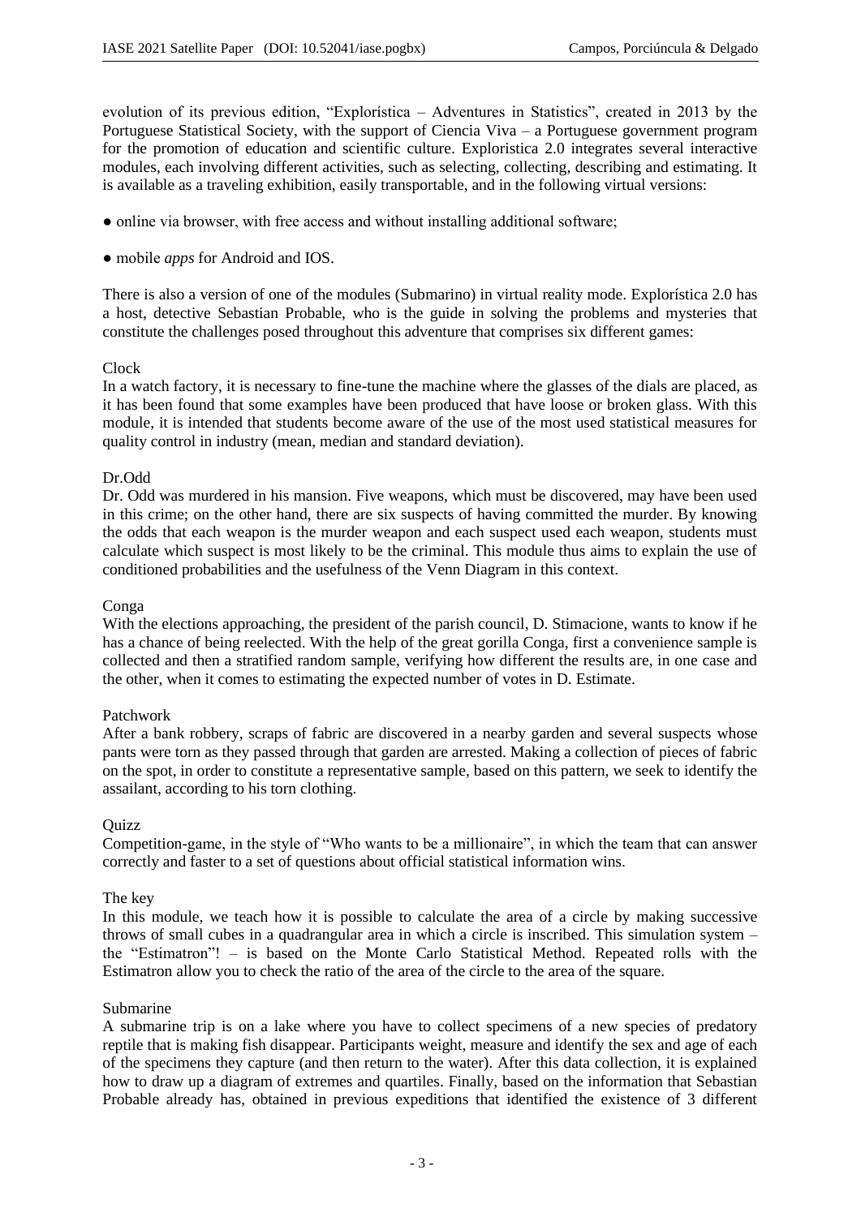evolution of its previous edition, "Explorística – Adventures in Statistics", created in 2013 by the Portuguese Statistical Society, with the support of Ciencia Viva – a Portuguese government program for the promotion of education and scientific culture. Exploristica 2.0 integrates several interactive modules, each involving different activities, such as selecting, collecting, describing and estimating. It is available as a traveling exhibition, easily transportable, and in the following virtual versions:

● online via browser, with free access and without installing additional software;

● mobile *apps* for Android and IOS.

There is also a version of one of the modules (Submarino) in virtual reality mode. Explorística 2.0 has a host, detective Sebastian Probable, who is the guide in solving the problems and mysteries that constitute the challenges posed throughout this adventure that comprises six different games:

Clock
In a watch factory, it is necessary to fine-tune the machine where the glasses of the dials are placed, as it has been found that some examples have been produced that have loose or broken glass. With this module, it is intended that students become aware of the use of the most used statistical measures for quality control in industry (mean, median and standard deviation).

Dr.Odd
Dr. Odd was murdered in his mansion. Five weapons, which must be discovered, may have been used in this crime; on the other hand, there are six suspects of having committed the murder. By knowing the odds that each weapon is the murder weapon and each suspect used each weapon, students must calculate which suspect is most likely to be the criminal. This module thus aims to explain the use of conditioned probabilities and the usefulness of the Venn Diagram in this context.

Conga
With the elections approaching, the president of the parish council, D. Stimacione, wants to know if he has a chance of being reelected. With the help of the great gorilla Conga, first a convenience sample is collected and then a stratified random sample, verifying how different the results are, in one case and the other, when it comes to estimating the expected number of votes in D. Estimate.

Patchwork
After a bank robbery, scraps of fabric are discovered in a nearby garden and several suspects whose pants were torn as they passed through that garden are arrested. Making a collection of pieces of fabric on the spot, in order to constitute a representative sample, based on this pattern, we seek to identify the assailant, according to his torn clothing.

Quizz
Competition-game, in the style of "Who wants to be a millionaire", in which the team that can answer correctly and faster to a set of questions about official statistical information wins.

The key
In this module, we teach how it is possible to calculate the area of a circle by making successive throws of small cubes in a quadrangular area in which a circle is inscribed. This simulation system – the "Estimatron"! – is based on the Monte Carlo Statistical Method. Repeated rolls with the Estimatron allow you to check the ratio of the area of the circle to the area of the square.

Submarine
A submarine trip is on a lake where you have to collect specimens of a new species of predatory reptile that is making fish disappear. Participants weight, measure and identify the sex and age of each of the specimens they capture (and then return to the water). After this data collection, it is explained how to draw up a diagram of extremes and quartiles. Finally, based on the information that Sebastian Probable already has, obtained in previous expeditions that identified the existence of 3 different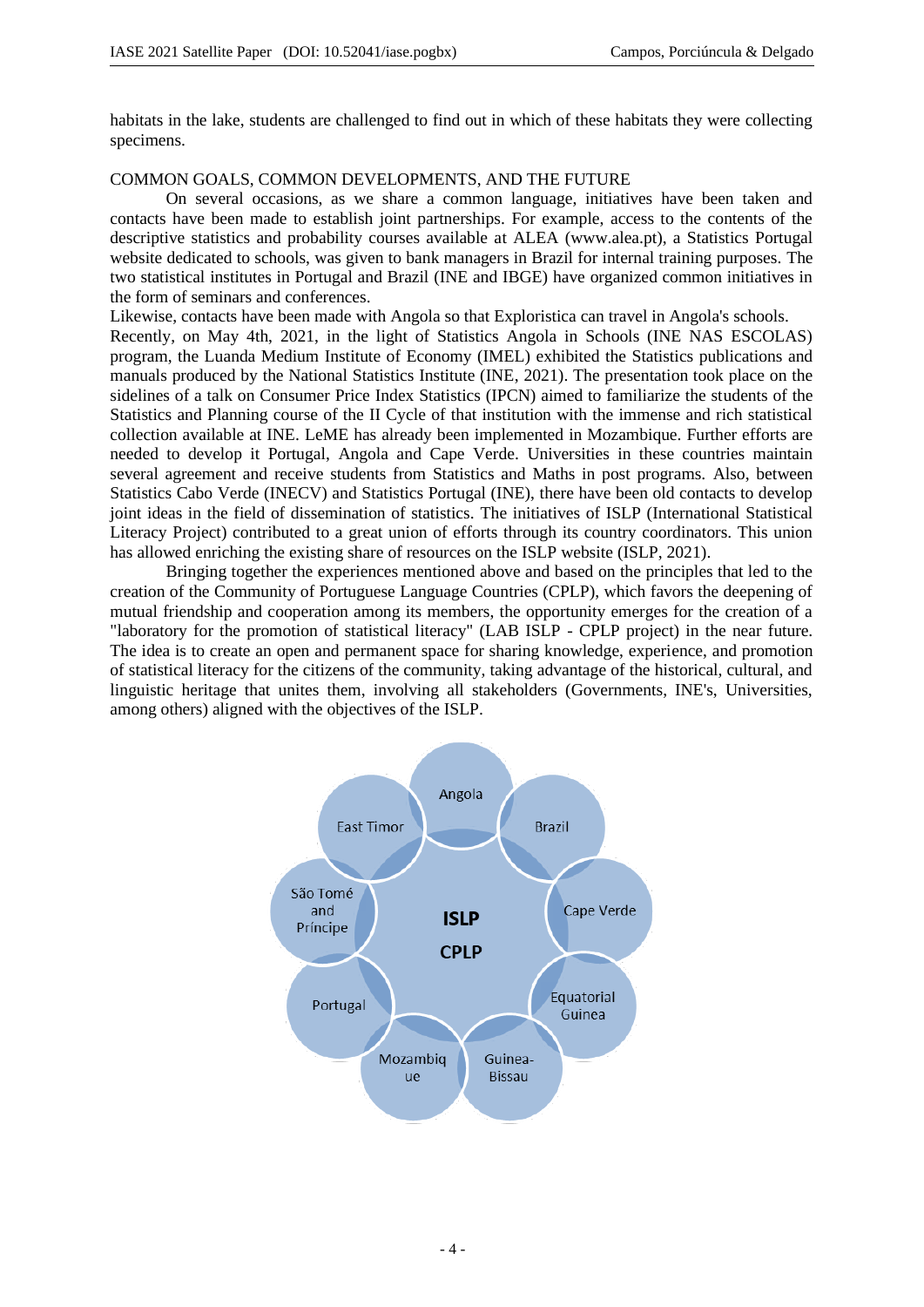habitats in the lake, students are challenged to find out in which of these habitats they were collecting specimens.

## COMMON GOALS, COMMON DEVELOPMENTS, AND THE FUTURE

On several occasions, as we share a common language, initiatives have been taken and contacts have been made to establish joint partnerships. For example, access to the contents of the descriptive statistics and probability courses available at ALEA (www.alea.pt), a Statistics Portugal website dedicated to schools, was given to bank managers in Brazil for internal training purposes. The two statistical institutes in Portugal and Brazil (INE and IBGE) have organized common initiatives in the form of seminars and conferences.

Likewise, contacts have been made with Angola so that Exploristica can travel in Angola's schools.

Recently, on May 4th, 2021, in the light of Statistics Angola in Schools (INE NAS ESCOLAS) program, the Luanda Medium Institute of Economy (IMEL) exhibited the Statistics publications and manuals produced by the National Statistics Institute (INE, 2021). The presentation took place on the sidelines of a talk on Consumer Price Index Statistics (IPCN) aimed to familiarize the students of the Statistics and Planning course of the II Cycle of that institution with the immense and rich statistical collection available at INE. LeME has already been implemented in Mozambique. Further efforts are needed to develop it Portugal, Angola and Cape Verde. Universities in these countries maintain several agreement and receive students from Statistics and Maths in post programs. Also, between Statistics Cabo Verde (INECV) and Statistics Portugal (INE), there have been old contacts to develop joint ideas in the field of dissemination of statistics. The initiatives of ISLP (International Statistical Literacy Project) contributed to a great union of efforts through its country coordinators. This union has allowed enriching the existing share of resources on the ISLP website (ISLP, 2021).

Bringing together the experiences mentioned above and based on the principles that led to the creation of the Community of Portuguese Language Countries (CPLP), which favors the deepening of mutual friendship and cooperation among its members, the opportunity emerges for the creation of a "laboratory for the promotion of statistical literacy" (LAB ISLP - CPLP project) in the near future. The idea is to create an open and permanent space for sharing knowledge, experience, and promotion of statistical literacy for the citizens of the community, taking advantage of the historical, cultural, and linguistic heritage that unites them, involving all stakeholders (Governments, INE's, Universities, among others) aligned with the objectives of the ISLP.

**ISLP CPLP**: Angola, Brazil, Cape Verde, Equatorial Guinea, Guinea-Bissau, Mozambique, Portugal, São Tomé and Príncipe, East Timor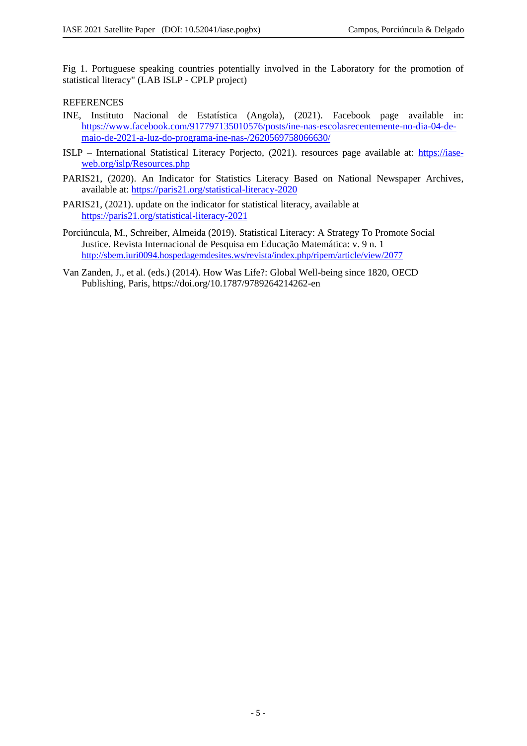Fig 1. Portuguese speaking countries potentially involved in the Laboratory for the promotion of statistical literacy" (LAB ISLP - CPLP project)

REFERENCES

INE, Instituto Nacional de Estatística (Angola), (2021). Facebook page available in: https://www.facebook.com/917797135010576/posts/ine-nas-escolasrecentemente-no-dia-04-de-maio-de-2021-a-luz-do-programa-ine-nas-/2620569758066630/

ISLP – International Statistical Literacy Porjecto, (2021). resources page available at: https://iase-web.org/islp/Resources.php

PARIS21, (2020). An Indicator for Statistics Literacy Based on National Newspaper Archives, available at: https://paris21.org/statistical-literacy-2020

PARIS21, (2021). update on the indicator for statistical literacy, available at https://paris21.org/statistical-literacy-2021

Porciúncula, M., Schreiber, Almeida (2019). Statistical Literacy: A Strategy To Promote Social Justice. Revista Internacional de Pesquisa em Educação Matemática: v. 9 n. 1 http://sbem.iuri0094.hospedagemdesites.ws/revista/index.php/ripem/article/view/2077

Van Zanden, J., et al. (eds.) (2014). How Was Life?: Global Well-being since 1820, OECD Publishing, Paris, https://doi.org/10.1787/9789264214262-en